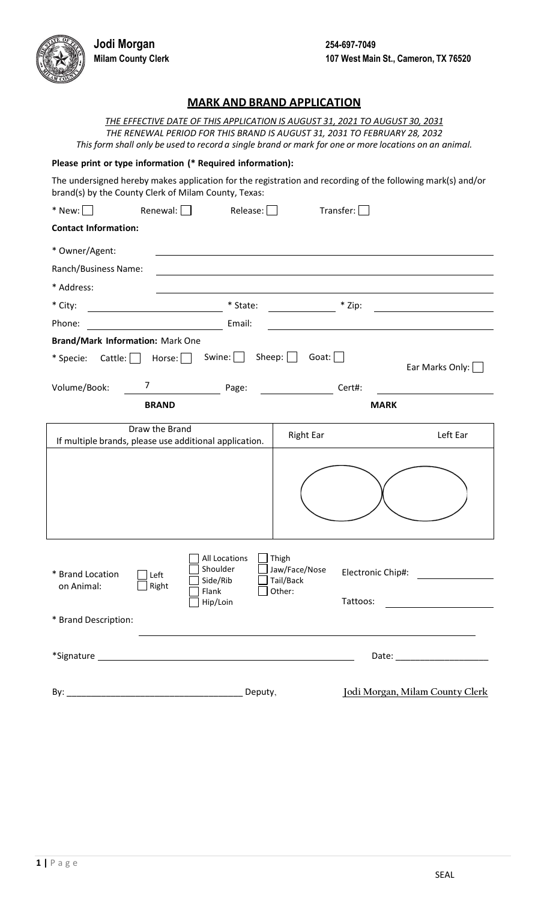**Jodi Morgan**
**Milam County Clerk**

**254-697-7049**
**107 West Main St., Cameron, TX 76520**

## MARK AND BRAND APPLICATION

*THE EFFECTIVE DATE OF THIS APPLICATION IS AUGUST 31, 2021 TO AUGUST 30, 2031*
*THE RENEWAL PERIOD FOR THIS BRAND IS AUGUST 31, 2031 TO FEBRUARY 28, 2032*
*This form shall only be used to record a single brand or mark for one or more locations on an animal.*

**Please print or type information (* Required information):**

The undersigned hereby makes application for the registration and recording of the following mark(s) and/or brand(s) by the County Clerk of Milam County, Texas:

* New: ☐ Renewal: ☐ Release: ☐ Transfer: ☐

**Contact Information:**

* Owner/Agent: ____________________

Ranch/Business Name: ____________________

* Address: ____________________

* City: ____________ * State: ____________ * Zip: ____________

Phone: ____________ Email: ____________________

**Brand/Mark Information:** Mark One

* Specie: Cattle: ☐ Horse: ☐ Swine: ☐ Sheep: ☐ Goat: ☐ Ear Marks Only: ☐

Volume/Book: 7 Page: ____________ Cert#: ____________

| BRAND | MARK | |
|---|---|---|
| Draw the Brand<br>If multiple brands, please use additional application. | Right Ear | Left Ear |
| | | |

* Brand Location on Animal: ☐ Left ☐ Right ☐ All Locations ☐ Shoulder ☐ Side/Rib ☐ Flank ☐ Hip/Loin ☐ Thigh ☐ Jaw/Face/Nose ☐ Tail/Back ☐ Other:

Electronic Chip#: ____________

Tattoos: ____________

* Brand Description: ____________________

*Signature ____________________ Date: ____________

By: ____________________ Deputy, Jodi Morgan, Milam County Clerk

SEAL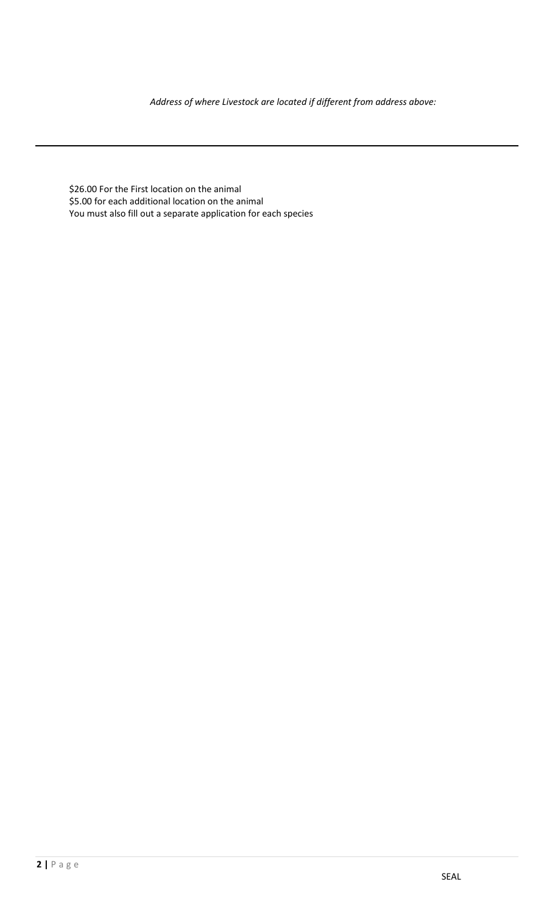*Address of where Livestock are located if different from address above:*

---

$26.00 For the First location on the animal
$5.00 for each additional location on the animal
You must also fill out a separate application for each species

SEAL